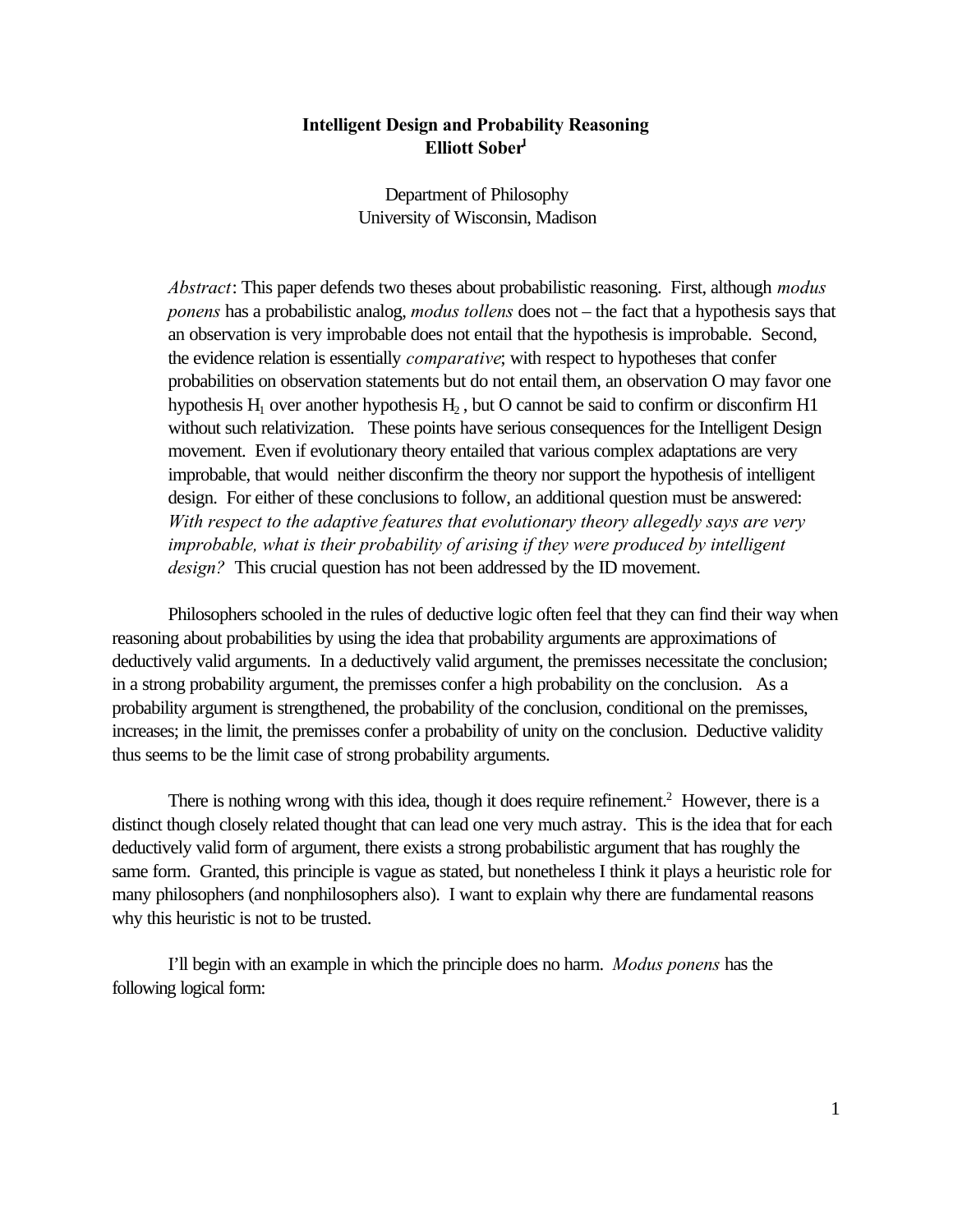**Intelligent Design and Probability Reasoning**
**Elliott Sober**[1]

Department of Philosophy
University of Wisconsin, Madison

> *Abstract*: This paper defends two theses about probabilistic reasoning. First, although *modus ponens* has a probabilistic analog, *modus tollens* does not – the fact that a hypothesis says that an observation is very improbable does not entail that the hypothesis is improbable. Second, the evidence relation is essentially *comparative*; with respect to hypotheses that confer probabilities on observation statements but do not entail them, an observation O may favor one hypothesis $H_1$ over another hypothesis $H_2$ , but O cannot be said to confirm or disconfirm H1 without such relativization. These points have serious consequences for the Intelligent Design movement. Even if evolutionary theory entailed that various complex adaptations are very improbable, that would neither disconfirm the theory nor support the hypothesis of intelligent design. For either of these conclusions to follow, an additional question must be answered: *With respect to the adaptive features that evolutionary theory allegedly says are very improbable, what is their probability of arising if they were produced by intelligent design?* This crucial question has not been addressed by the ID movement.

Philosophers schooled in the rules of deductive logic often feel that they can find their way when reasoning about probabilities by using the idea that probability arguments are approximations of deductively valid arguments. In a deductively valid argument, the premisses necessitate the conclusion; in a strong probability argument, the premisses confer a high probability on the conclusion. As a probability argument is strengthened, the probability of the conclusion, conditional on the premisses, increases; in the limit, the premisses confer a probability of unity on the conclusion. Deductive validity thus seems to be the limit case of strong probability arguments.

There is nothing wrong with this idea, though it does require refinement.[2] However, there is a distinct though closely related thought that can lead one very much astray. This is the idea that for each deductively valid form of argument, there exists a strong probabilistic argument that has roughly the same form. Granted, this principle is vague as stated, but nonetheless I think it plays a heuristic role for many philosophers (and nonphilosophers also). I want to explain why there are fundamental reasons why this heuristic is not to be trusted.

I'll begin with an example in which the principle does no harm. *Modus ponens* has the following logical form: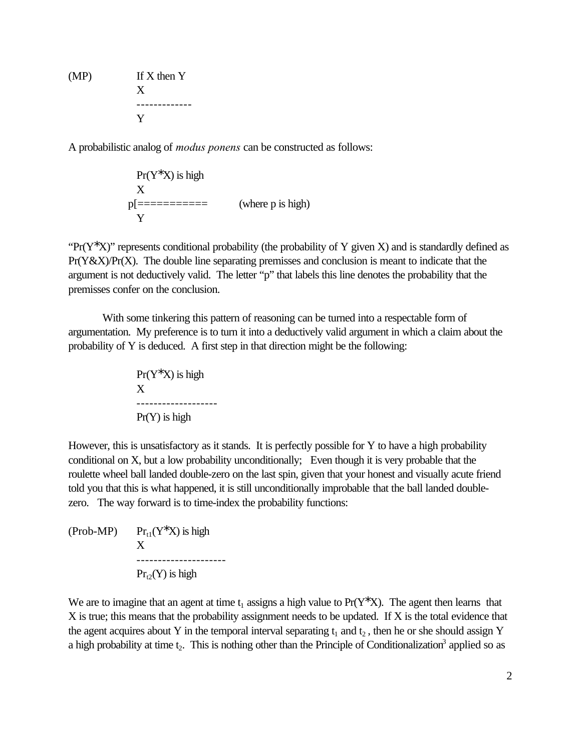(MP)    If X then Y
        X
        -------------
        Y

A probabilistic analog of *modus ponens* can be constructed as follows:

```
        Pr(Y*X) is high
        X
      p[==========          (where p is high)
        Y
```

"Pr(Y*X)" represents conditional probability (the probability of Y given X) and is standardly defined as Pr(Y&X)/Pr(X). The double line separating premisses and conclusion is meant to indicate that the argument is not deductively valid. The letter "p" that labels this line denotes the probability that the premisses confer on the conclusion.

With some tinkering this pattern of reasoning can be turned into a respectable form of argumentation. My preference is to turn it into a deductively valid argument in which a claim about the probability of Y is deduced. A first step in that direction might be the following:

```
        Pr(Y*X) is high
        X
        -------------------
        Pr(Y) is high
```

However, this is unsatisfactory as it stands. It is perfectly possible for Y to have a high probability conditional on X, but a low probability unconditionally; Even though it is very probable that the roulette wheel ball landed double-zero on the last spin, given that your honest and visually acute friend told you that this is what happened, it is still unconditionally improbable that the ball landed double-zero. The way forward is to time-index the probability functions:

(Prob-MP)    $Pr_{t1}$(Y*X) is high
             X
             ---------------------
             $Pr_{t2}$(Y) is high

We are to imagine that an agent at time $t_1$ assigns a high value to Pr(Y*X). The agent then learns that X is true; this means that the probability assignment needs to be updated. If X is the total evidence that the agent acquires about Y in the temporal interval separating $t_1$ and $t_2$, then he or she should assign Y a high probability at time $t_2$. This is nothing other than the Principle of Conditionalization[3] applied so as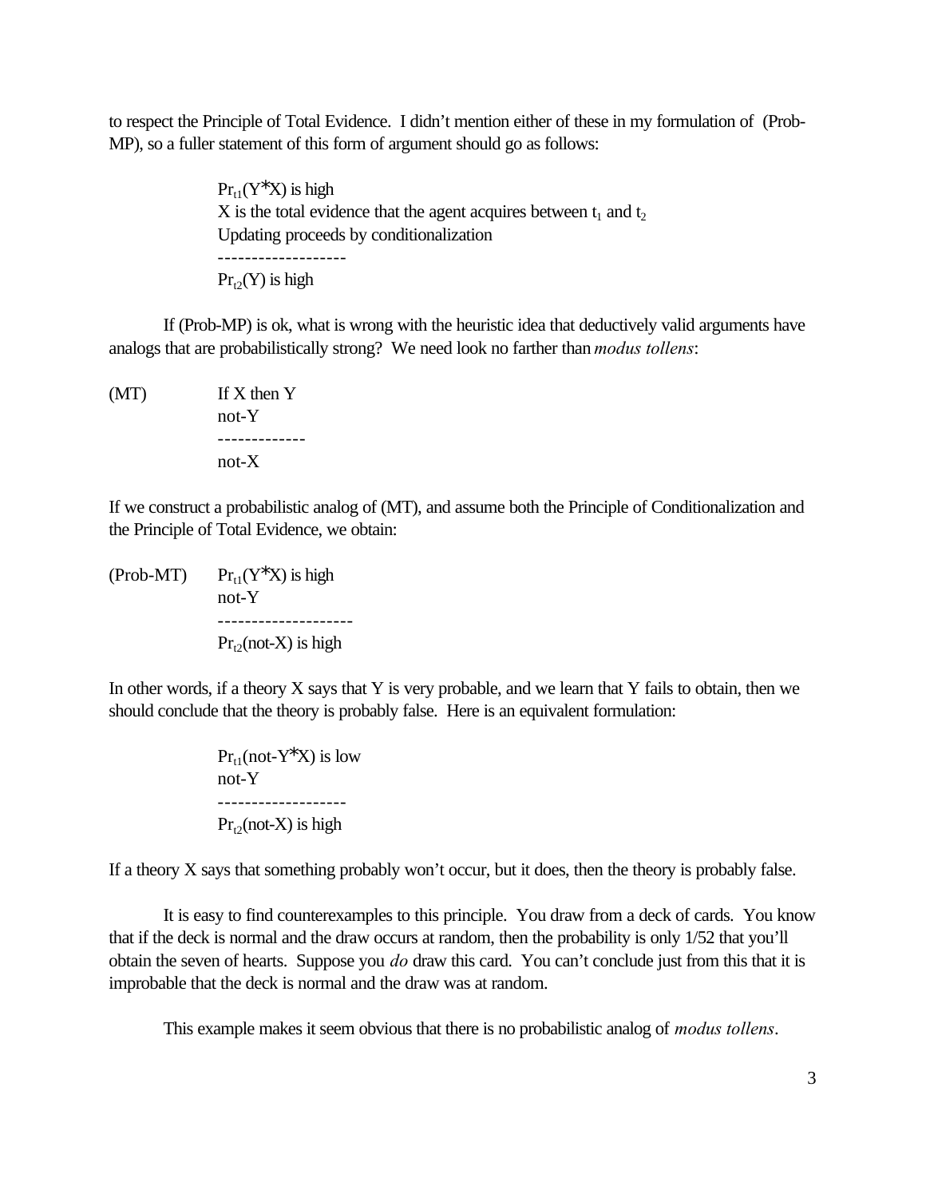to respect the Principle of Total Evidence. I didn't mention either of these in my formulation of (Prob-MP), so a fuller statement of this form of argument should go as follows:

> $Pr_{t1}(Y*X)$ is high
> X is the total evidence that the agent acquires between $t_1$ and $t_2$
> Updating proceeds by conditionalization
> -------------------
> $Pr_{t2}(Y)$ is high

If (Prob-MP) is ok, what is wrong with the heuristic idea that deductively valid arguments have analogs that are probabilistically strong? We need look no farther than *modus tollens*:

(MT)
> If X then Y
> not-Y
> -------------
> not-X

If we construct a probabilistic analog of (MT), and assume both the Principle of Conditionalization and the Principle of Total Evidence, we obtain:

(Prob-MT)
> $Pr_{t1}(Y*X)$ is high
> not-Y
> --------------------
> $Pr_{t2}$(not-X) is high

In other words, if a theory X says that Y is very probable, and we learn that Y fails to obtain, then we should conclude that the theory is probably false. Here is an equivalent formulation:

> $Pr_{t1}$(not-Y*X) is low
> not-Y
> -------------------
> $Pr_{t2}$(not-X) is high

If a theory X says that something probably won't occur, but it does, then the theory is probably false.

It is easy to find counterexamples to this principle. You draw from a deck of cards. You know that if the deck is normal and the draw occurs at random, then the probability is only 1/52 that you'll obtain the seven of hearts. Suppose you *do* draw this card. You can't conclude just from this that it is improbable that the deck is normal and the draw was at random.

This example makes it seem obvious that there is no probabilistic analog of *modus tollens*.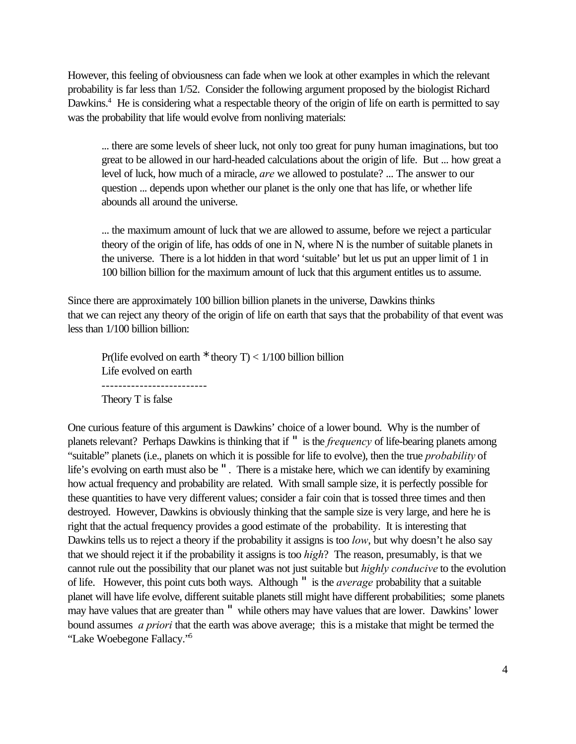However, this feeling of obviousness can fade when we look at other examples in which the relevant probability is far less than 1/52. Consider the following argument proposed by the biologist Richard Dawkins.[4] He is considering what a respectable theory of the origin of life on earth is permitted to say was the probability that life would evolve from nonliving materials:

> ... there are some levels of sheer luck, not only too great for puny human imaginations, but too great to be allowed in our hard-headed calculations about the origin of life. But ... how great a level of luck, how much of a miracle, *are* we allowed to postulate? ... The answer to our question ... depends upon whether our planet is the only one that has life, or whether life abounds all around the universe.
>
> ... the maximum amount of luck that we are allowed to assume, before we reject a particular theory of the origin of life, has odds of one in N, where N is the number of suitable planets in the universe. There is a lot hidden in that word 'suitable' but let us put an upper limit of 1 in 100 billion billion for the maximum amount of luck that this argument entitles us to assume.

Since there are approximately 100 billion billion planets in the universe, Dawkins thinks that we can reject any theory of the origin of life on earth that says that the probability of that event was less than 1/100 billion billion:

Pr(life evolved on earth * theory T) < 1/100 billion billion
Life evolved on earth
-------------------------
Theory T is false

One curious feature of this argument is Dawkins' choice of a lower bound. Why is the number of planets relevant? Perhaps Dawkins is thinking that if " is the *frequency* of life-bearing planets among "suitable" planets (i.e., planets on which it is possible for life to evolve), then the true *probability* of life's evolving on earth must also be ". There is a mistake here, which we can identify by examining how actual frequency and probability are related. With small sample size, it is perfectly possible for these quantities to have very different values; consider a fair coin that is tossed three times and then destroyed. However, Dawkins is obviously thinking that the sample size is very large, and here he is right that the actual frequency provides a good estimate of the probability. It is interesting that Dawkins tells us to reject a theory if the probability it assigns is too *low*, but why doesn't he also say that we should reject it if the probability it assigns is too *high*? The reason, presumably, is that we cannot rule out the possibility that our planet was not just suitable but *highly conducive* to the evolution of life. However, this point cuts both ways. Although " is the *average* probability that a suitable planet will have life evolve, different suitable planets still might have different probabilities; some planets may have values that are greater than " while others may have values that are lower. Dawkins' lower bound assumes *a priori* that the earth was above average; this is a mistake that might be termed the "Lake Woebegone Fallacy."[5]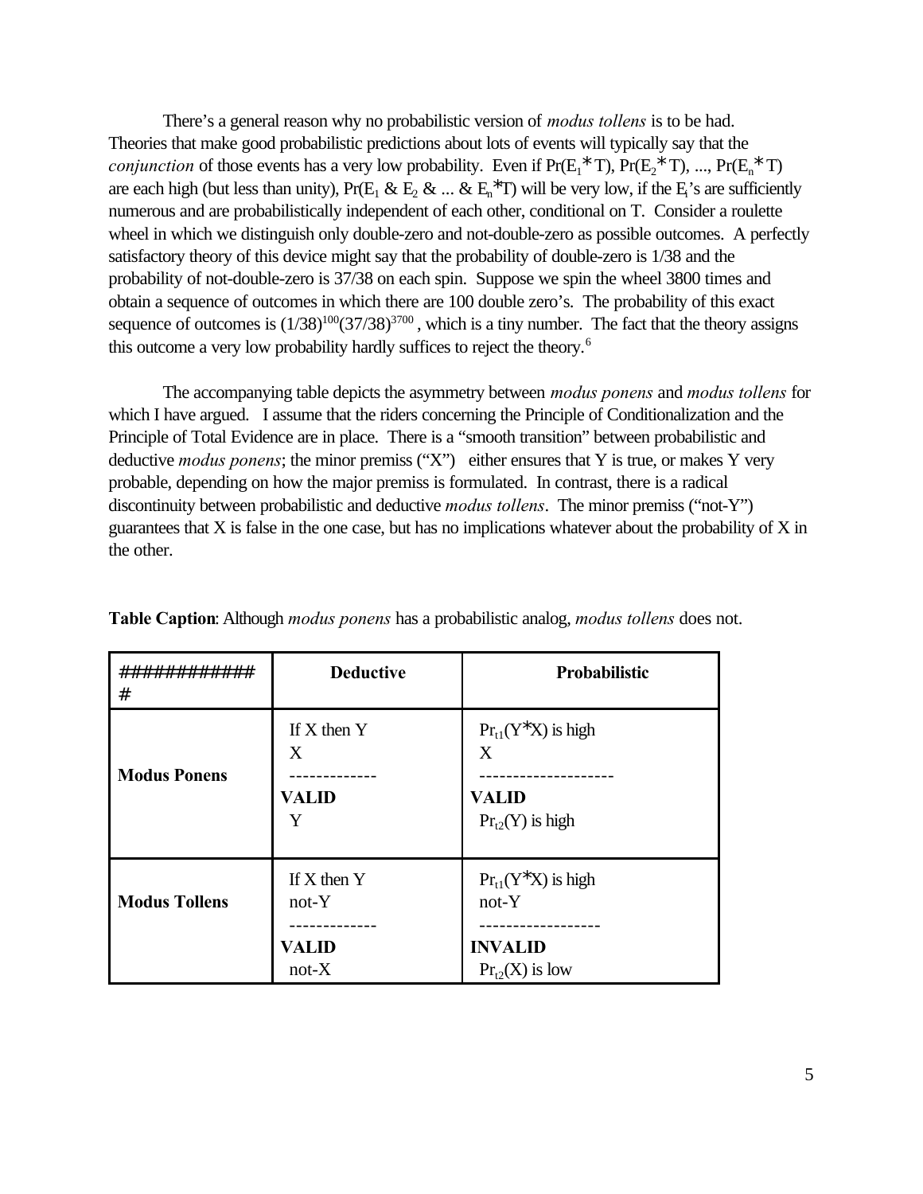There's a general reason why no probabilistic version of *modus tollens* is to be had. Theories that make good probabilistic predictions about lots of events will typically say that the *conjunction* of those events has a very low probability. Even if $Pr(E_1 * T)$, $Pr(E_2 * T)$, ..., $Pr(E_n * T)$ are each high (but less than unity), $Pr(E_1 \& E_2 \& ... \& E_n * T)$ will be very low, if the $E_i$'s are sufficiently numerous and are probabilistically independent of each other, conditional on T. Consider a roulette wheel in which we distinguish only double-zero and not-double-zero as possible outcomes. A perfectly satisfactory theory of this device might say that the probability of double-zero is 1/38 and the probability of not-double-zero is 37/38 on each spin. Suppose we spin the wheel 3800 times and obtain a sequence of outcomes in which there are 100 double zero's. The probability of this exact sequence of outcomes is $(1/38)^{100}(37/38)^{3700}$, which is a tiny number. The fact that the theory assigns this outcome a very low probability hardly suffices to reject the theory.[6]

The accompanying table depicts the asymmetry between *modus ponens* and *modus tollens* for which I have argued. I assume that the riders concerning the Principle of Conditionalization and the Principle of Total Evidence are in place. There is a "smooth transition" between probabilistic and deductive *modus ponens*; the minor premiss ("X") either ensures that Y is true, or makes Y very probable, depending on how the major premiss is formulated. In contrast, there is a radical discontinuity between probabilistic and deductive *modus tollens*. The minor premiss ("not-Y") guarantees that X is false in the one case, but has no implications whatever about the probability of X in the other.

**Table Caption**: Although *modus ponens* has a probabilistic analog, *modus tollens* does not.

| ############# | **Deductive** | **Probabilistic** |
|---|---|---|
| **Modus Ponens** | If X then Y<br>X<br>-------------<br>**VALID**<br>Y | $Pr_{t1}(Y*X)$ is high<br>X<br>--------------------<br>**VALID**<br>$Pr_{t2}(Y)$ is high |
| **Modus Tollens** | If X then Y<br>not-Y<br>-------------<br>**VALID**<br>not-X | $Pr_{t1}(Y*X)$ is high<br>not-Y<br>------------------<br>**INVALID**<br>$Pr_{t2}(X)$ is low |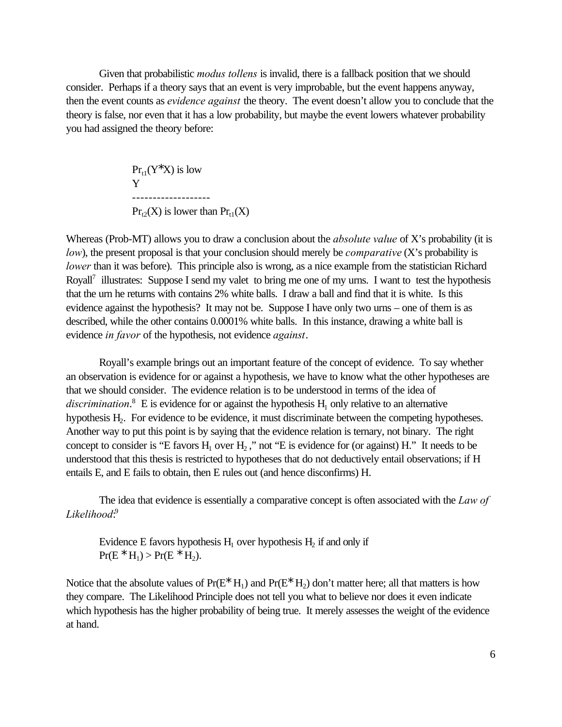Given that probabilistic *modus tollens* is invalid, there is a fallback position that we should consider. Perhaps if a theory says that an event is very improbable, but the event happens anyway, then the event counts as *evidence against* the theory. The event doesn't allow you to conclude that the theory is false, nor even that it has a low probability, but maybe the event lowers whatever probability you had assigned the theory before:

$Pr_{t1}(Y*X)$ is low
Y
-------------------
$Pr_{t2}(X)$ is lower than $Pr_{t1}(X)$

Whereas (Prob-MT) allows you to draw a conclusion about the *absolute value* of X's probability (it is *low*), the present proposal is that your conclusion should merely be *comparative* (X's probability is *lower* than it was before). This principle also is wrong, as a nice example from the statistician Richard Royall[7] illustrates: Suppose I send my valet to bring me one of my urns. I want to test the hypothesis that the urn he returns with contains 2% white balls. I draw a ball and find that it is white. Is this evidence against the hypothesis? It may not be. Suppose I have only two urns – one of them is as described, while the other contains 0.0001% white balls. In this instance, drawing a white ball is evidence *in favor* of the hypothesis, not evidence *against*.

Royall's example brings out an important feature of the concept of evidence. To say whether an observation is evidence for or against a hypothesis, we have to know what the other hypotheses are that we should consider. The evidence relation is to be understood in terms of the idea of *discrimination*.[8] E is evidence for or against the hypothesis $H_1$ only relative to an alternative hypothesis $H_2$. For evidence to be evidence, it must discriminate between the competing hypotheses. Another way to put this point is by saying that the evidence relation is ternary, not binary. The right concept to consider is "E favors $H_1$ over $H_2$," not "E is evidence for (or against) H." It needs to be understood that this thesis is restricted to hypotheses that do not deductively entail observations; if H entails E, and E fails to obtain, then E rules out (and hence disconfirms) H.

The idea that evidence is essentially a comparative concept is often associated with the *Law of Likelihood*:[9]

> Evidence E favors hypothesis $H_1$ over hypothesis $H_2$ if and only if
> $Pr(E * H_1) > Pr(E * H_2)$.

Notice that the absolute values of $Pr(E*H_1)$ and $Pr(E*H_2)$ don't matter here; all that matters is how they compare. The Likelihood Principle does not tell you what to believe nor does it even indicate which hypothesis has the higher probability of being true. It merely assesses the weight of the evidence at hand.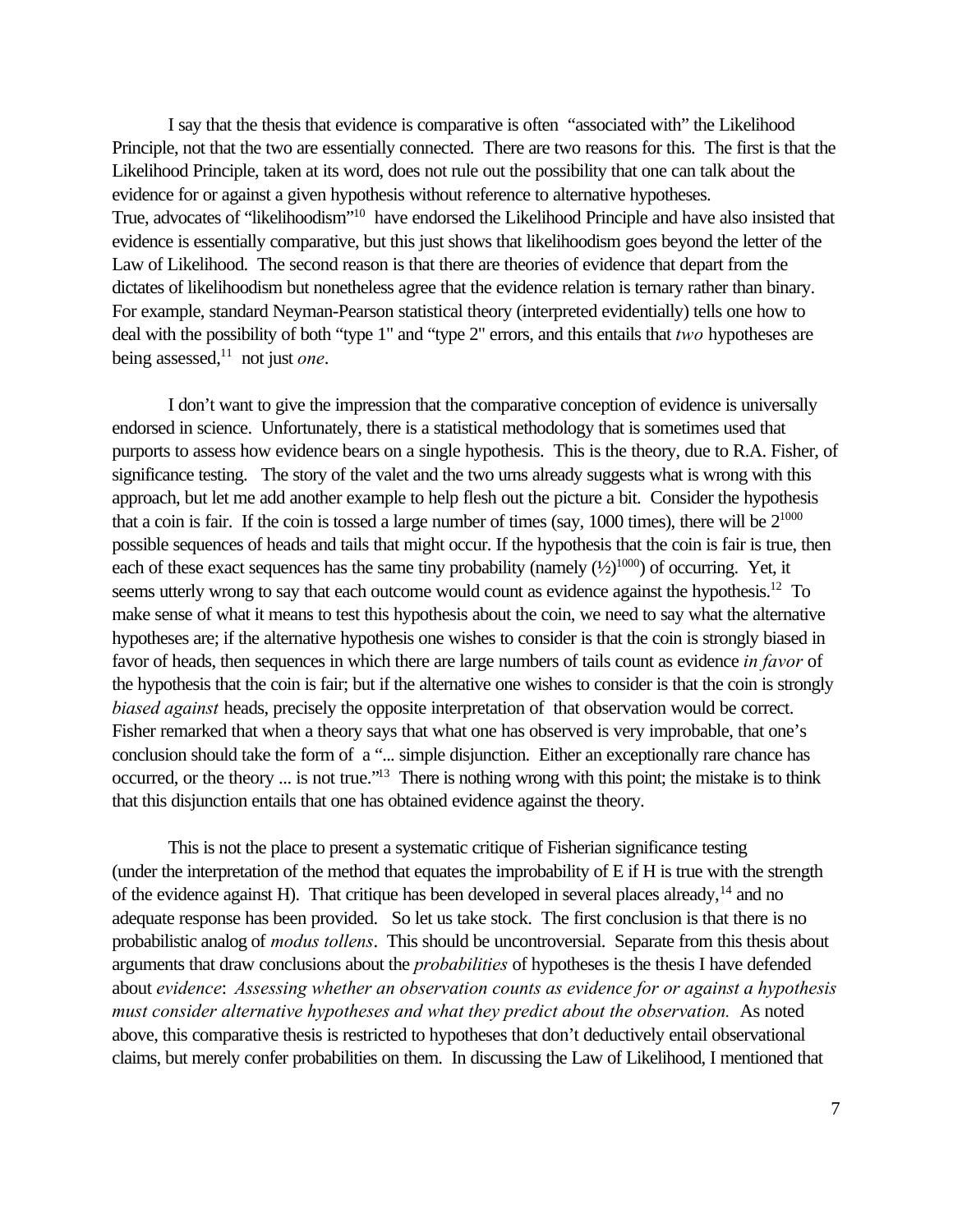I say that the thesis that evidence is comparative is often "associated with" the Likelihood Principle, not that the two are essentially connected. There are two reasons for this. The first is that the Likelihood Principle, taken at its word, does not rule out the possibility that one can talk about the evidence for or against a given hypothesis without reference to alternative hypotheses. True, advocates of "likelihoodism"[10] have endorsed the Likelihood Principle and have also insisted that evidence is essentially comparative, but this just shows that likelihoodism goes beyond the letter of the Law of Likelihood. The second reason is that there are theories of evidence that depart from the dictates of likelihoodism but nonetheless agree that the evidence relation is ternary rather than binary. For example, standard Neyman-Pearson statistical theory (interpreted evidentially) tells one how to deal with the possibility of both "type 1" and "type 2" errors, and this entails that *two* hypotheses are being assessed,[11] not just *one*.

I don't want to give the impression that the comparative conception of evidence is universally endorsed in science. Unfortunately, there is a statistical methodology that is sometimes used that purports to assess how evidence bears on a single hypothesis. This is the theory, due to R.A. Fisher, of significance testing. The story of the valet and the two urns already suggests what is wrong with this approach, but let me add another example to help flesh out the picture a bit. Consider the hypothesis that a coin is fair. If the coin is tossed a large number of times (say, 1000 times), there will be $2^{1000}$ possible sequences of heads and tails that might occur. If the hypothesis that the coin is fair is true, then each of these exact sequences has the same tiny probability (namely $(\frac{1}{2})^{1000}$) of occurring. Yet, it seems utterly wrong to say that each outcome would count as evidence against the hypothesis.[12] To make sense of what it means to test this hypothesis about the coin, we need to say what the alternative hypotheses are; if the alternative hypothesis one wishes to consider is that the coin is strongly biased in favor of heads, then sequences in which there are large numbers of tails count as evidence *in favor* of the hypothesis that the coin is fair; but if the alternative one wishes to consider is that the coin is strongly *biased against* heads, precisely the opposite interpretation of that observation would be correct. Fisher remarked that when a theory says that what one has observed is very improbable, that one's conclusion should take the form of a "... simple disjunction. Either an exceptionally rare chance has occurred, or the theory ... is not true."[13] There is nothing wrong with this point; the mistake is to think that this disjunction entails that one has obtained evidence against the theory.

This is not the place to present a systematic critique of Fisherian significance testing (under the interpretation of the method that equates the improbability of E if H is true with the strength of the evidence against H). That critique has been developed in several places already,[14] and no adequate response has been provided. So let us take stock. The first conclusion is that there is no probabilistic analog of *modus tollens*. This should be uncontroversial. Separate from this thesis about arguments that draw conclusions about the *probabilities* of hypotheses is the thesis I have defended about *evidence*: *Assessing whether an observation counts as evidence for or against a hypothesis must consider alternative hypotheses and what they predict about the observation.* As noted above, this comparative thesis is restricted to hypotheses that don't deductively entail observational claims, but merely confer probabilities on them. In discussing the Law of Likelihood, I mentioned that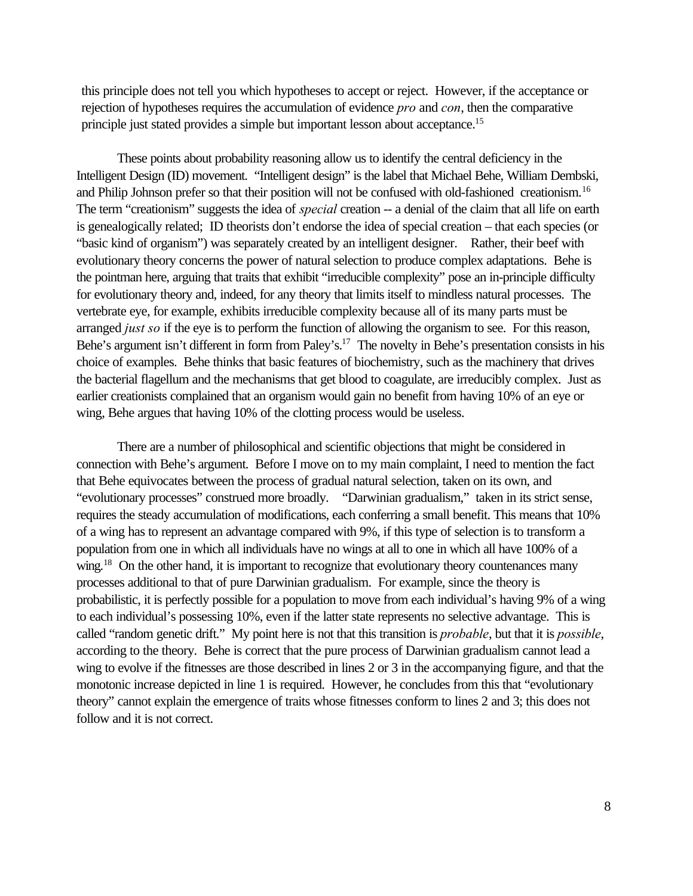this principle does not tell you which hypotheses to accept or reject. However, if the acceptance or rejection of hypotheses requires the accumulation of evidence *pro* and *con*, then the comparative principle just stated provides a simple but important lesson about acceptance.[15]

These points about probability reasoning allow us to identify the central deficiency in the Intelligent Design (ID) movement. "Intelligent design" is the label that Michael Behe, William Dembski, and Philip Johnson prefer so that their position will not be confused with old-fashioned creationism.[16] The term "creationism" suggests the idea of *special* creation -- a denial of the claim that all life on earth is genealogically related; ID theorists don't endorse the idea of special creation – that each species (or "basic kind of organism") was separately created by an intelligent designer. Rather, their beef with evolutionary theory concerns the power of natural selection to produce complex adaptations. Behe is the pointman here, arguing that traits that exhibit "irreducible complexity" pose an in-principle difficulty for evolutionary theory and, indeed, for any theory that limits itself to mindless natural processes. The vertebrate eye, for example, exhibits irreducible complexity because all of its many parts must be arranged *just so* if the eye is to perform the function of allowing the organism to see. For this reason, Behe's argument isn't different in form from Paley's.[17] The novelty in Behe's presentation consists in his choice of examples. Behe thinks that basic features of biochemistry, such as the machinery that drives the bacterial flagellum and the mechanisms that get blood to coagulate, are irreducibly complex. Just as earlier creationists complained that an organism would gain no benefit from having 10% of an eye or wing, Behe argues that having 10% of the clotting process would be useless.

There are a number of philosophical and scientific objections that might be considered in connection with Behe's argument. Before I move on to my main complaint, I need to mention the fact that Behe equivocates between the process of gradual natural selection, taken on its own, and "evolutionary processes" construed more broadly. "Darwinian gradualism," taken in its strict sense, requires the steady accumulation of modifications, each conferring a small benefit. This means that 10% of a wing has to represent an advantage compared with 9%, if this type of selection is to transform a population from one in which all individuals have no wings at all to one in which all have 100% of a wing.[18] On the other hand, it is important to recognize that evolutionary theory countenances many processes additional to that of pure Darwinian gradualism. For example, since the theory is probabilistic, it is perfectly possible for a population to move from each individual's having 9% of a wing to each individual's possessing 10%, even if the latter state represents no selective advantage. This is called "random genetic drift." My point here is not that this transition is *probable*, but that it is *possible*, according to the theory. Behe is correct that the pure process of Darwinian gradualism cannot lead a wing to evolve if the fitnesses are those described in lines 2 or 3 in the accompanying figure, and that the monotonic increase depicted in line 1 is required. However, he concludes from this that "evolutionary theory" cannot explain the emergence of traits whose fitnesses conform to lines 2 and 3; this does not follow and it is not correct.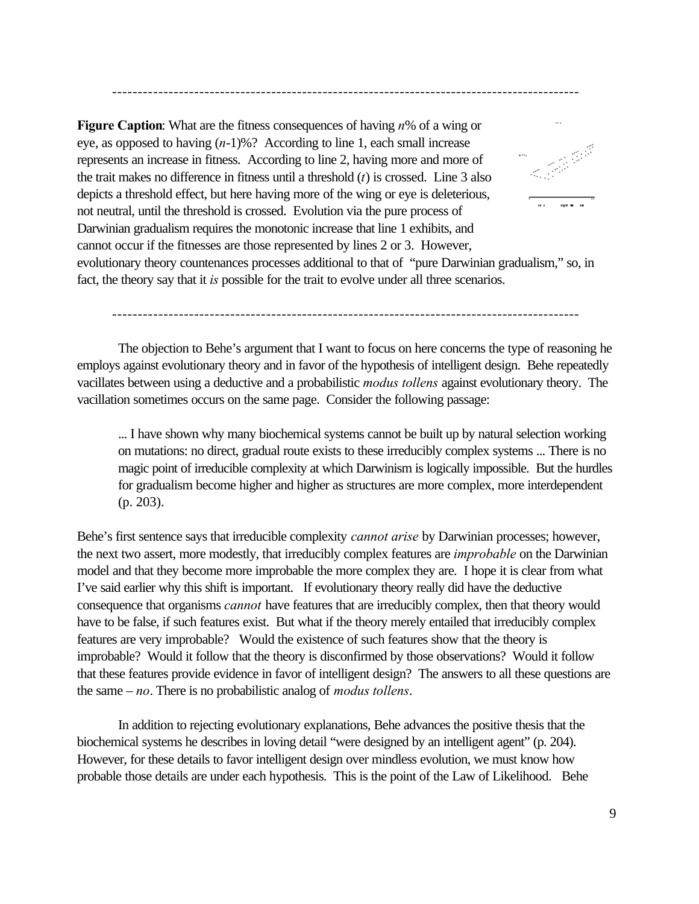---

**Figure Caption**: What are the fitness consequences of having $n$% of a wing or eye, as opposed to having $(n-1)$%? According to line 1, each small increase represents an increase in fitness. According to line 2, having more and more of the trait makes no difference in fitness until a threshold ($t$) is crossed. Line 3 also depicts a threshold effect, but here having more of the wing or eye is deleterious, not neutral, until the threshold is crossed. Evolution via the pure process of Darwinian gradualism requires the monotonic increase that line 1 exhibits, and cannot occur if the fitnesses are those represented by lines 2 or 3. However, evolutionary theory countenances processes additional to that of "pure Darwinian gradualism," so, in fact, the theory say that it *is* possible for the trait to evolve under all three scenarios.

---

The objection to Behe's argument that I want to focus on here concerns the type of reasoning he employs against evolutionary theory and in favor of the hypothesis of intelligent design. Behe repeatedly vacillates between using a deductive and a probabilistic *modus tollens* against evolutionary theory. The vacillation sometimes occurs on the same page. Consider the following passage:

> ... I have shown why many biochemical systems cannot be built up by natural selection working on mutations: no direct, gradual route exists to these irreducibly complex systems ... There is no magic point of irreducible complexity at which Darwinism is logically impossible. But the hurdles for gradualism become higher and higher as structures are more complex, more interdependent (p. 203).

Behe's first sentence says that irreducible complexity *cannot arise* by Darwinian processes; however, the next two assert, more modestly, that irreducibly complex features are *improbable* on the Darwinian model and that they become more improbable the more complex they are. I hope it is clear from what I've said earlier why this shift is important. If evolutionary theory really did have the deductive consequence that organisms *cannot* have features that are irreducibly complex, then that theory would have to be false, if such features exist. But what if the theory merely entailed that irreducibly complex features are very improbable? Would the existence of such features show that the theory is improbable? Would it follow that the theory is disconfirmed by those observations? Would it follow that these features provide evidence in favor of intelligent design? The answers to all these questions are the same – *no*. There is no probabilistic analog of *modus tollens*.

In addition to rejecting evolutionary explanations, Behe advances the positive thesis that the biochemical systems he describes in loving detail "were designed by an intelligent agent" (p. 204). However, for these details to favor intelligent design over mindless evolution, we must know how probable those details are under each hypothesis. This is the point of the Law of Likelihood. Behe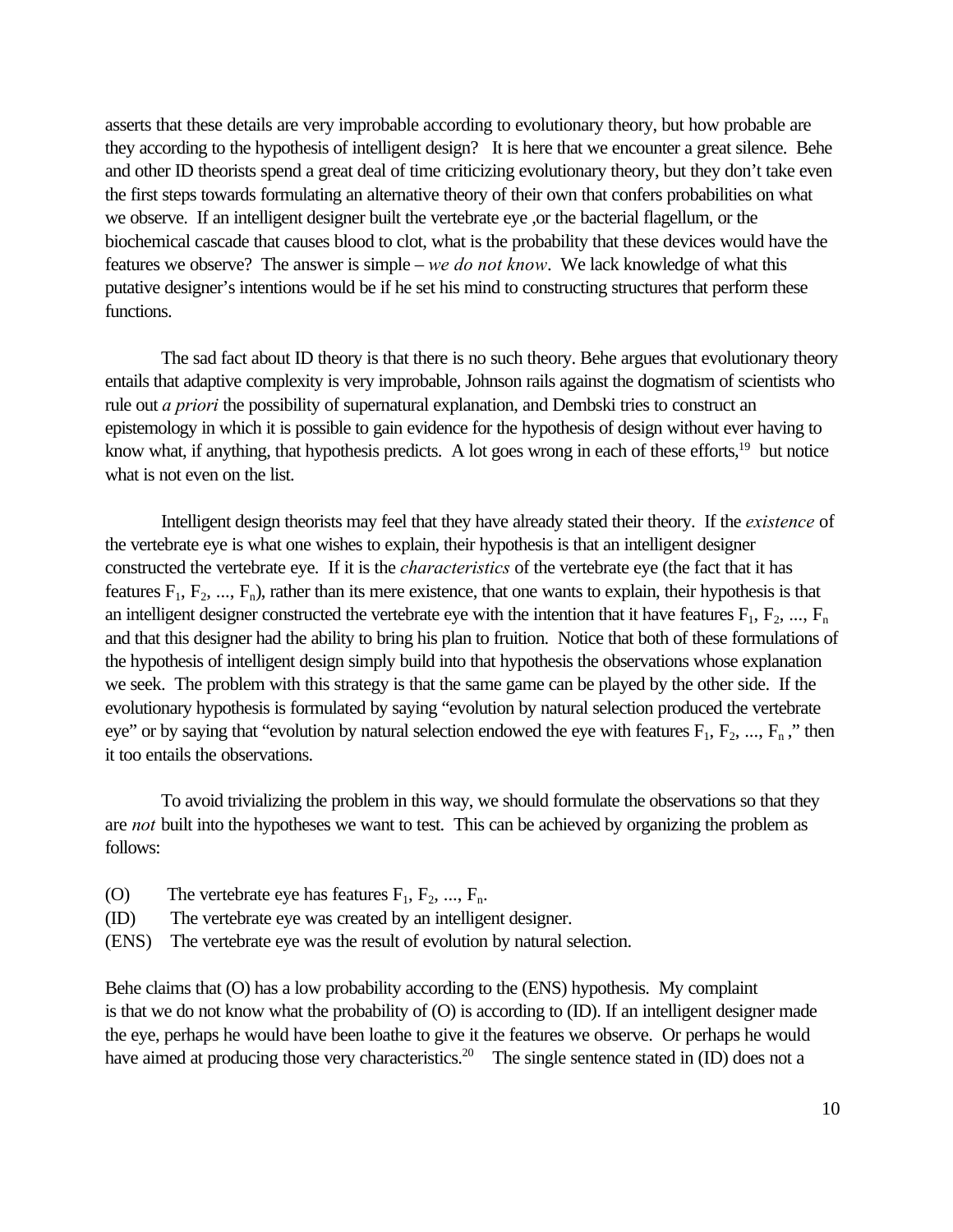asserts that these details are very improbable according to evolutionary theory, but how probable are they according to the hypothesis of intelligent design? It is here that we encounter a great silence. Behe and other ID theorists spend a great deal of time criticizing evolutionary theory, but they don't take even the first steps towards formulating an alternative theory of their own that confers probabilities on what we observe. If an intelligent designer built the vertebrate eye ,or the bacterial flagellum, or the biochemical cascade that causes blood to clot, what is the probability that these devices would have the features we observe? The answer is simple – *we do not know*. We lack knowledge of what this putative designer's intentions would be if he set his mind to constructing structures that perform these functions.

The sad fact about ID theory is that there is no such theory. Behe argues that evolutionary theory entails that adaptive complexity is very improbable, Johnson rails against the dogmatism of scientists who rule out *a priori* the possibility of supernatural explanation, and Dembski tries to construct an epistemology in which it is possible to gain evidence for the hypothesis of design without ever having to know what, if anything, that hypothesis predicts. A lot goes wrong in each of these efforts,[19] but notice what is not even on the list.

Intelligent design theorists may feel that they have already stated their theory. If the *existence* of the vertebrate eye is what one wishes to explain, their hypothesis is that an intelligent designer constructed the vertebrate eye. If it is the *characteristics* of the vertebrate eye (the fact that it has features $F_1, F_2, ..., F_n$), rather than its mere existence, that one wants to explain, their hypothesis is that an intelligent designer constructed the vertebrate eye with the intention that it have features $F_1, F_2, ..., F_n$ and that this designer had the ability to bring his plan to fruition. Notice that both of these formulations of the hypothesis of intelligent design simply build into that hypothesis the observations whose explanation we seek. The problem with this strategy is that the same game can be played by the other side. If the evolutionary hypothesis is formulated by saying "evolution by natural selection produced the vertebrate eye" or by saying that "evolution by natural selection endowed the eye with features $F_1, F_2, ..., F_n$," then it too entails the observations.

To avoid trivializing the problem in this way, we should formulate the observations so that they are *not* built into the hypotheses we want to test. This can be achieved by organizing the problem as follows:

(O) The vertebrate eye has features $F_1, F_2, ..., F_n$.
(ID) The vertebrate eye was created by an intelligent designer.
(ENS) The vertebrate eye was the result of evolution by natural selection.

Behe claims that (O) has a low probability according to the (ENS) hypothesis. My complaint is that we do not know what the probability of (O) is according to (ID). If an intelligent designer made the eye, perhaps he would have been loathe to give it the features we observe. Or perhaps he would have aimed at producing those very characteristics.[20] The single sentence stated in (ID) does not a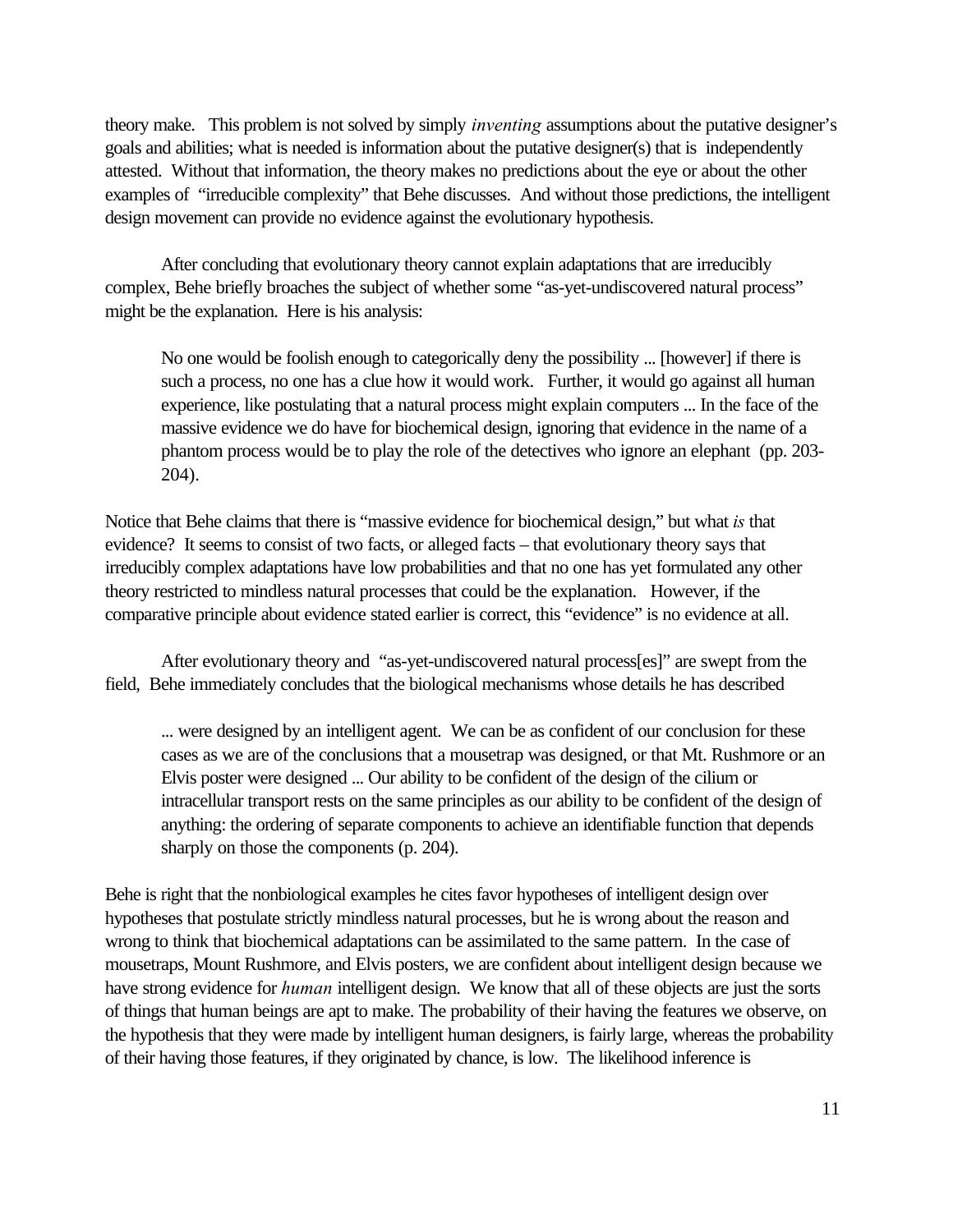theory make. This problem is not solved by simply *inventing* assumptions about the putative designer's goals and abilities; what is needed is information about the putative designer(s) that is independently attested. Without that information, the theory makes no predictions about the eye or about the other examples of "irreducible complexity" that Behe discusses. And without those predictions, the intelligent design movement can provide no evidence against the evolutionary hypothesis.

After concluding that evolutionary theory cannot explain adaptations that are irreducibly complex, Behe briefly broaches the subject of whether some "as-yet-undiscovered natural process" might be the explanation. Here is his analysis:

> No one would be foolish enough to categorically deny the possibility ... [however] if there is such a process, no one has a clue how it would work. Further, it would go against all human experience, like postulating that a natural process might explain computers ... In the face of the massive evidence we do have for biochemical design, ignoring that evidence in the name of a phantom process would be to play the role of the detectives who ignore an elephant (pp. 203-204).

Notice that Behe claims that there is "massive evidence for biochemical design," but what *is* that evidence? It seems to consist of two facts, or alleged facts – that evolutionary theory says that irreducibly complex adaptations have low probabilities and that no one has yet formulated any other theory restricted to mindless natural processes that could be the explanation. However, if the comparative principle about evidence stated earlier is correct, this "evidence" is no evidence at all.

After evolutionary theory and "as-yet-undiscovered natural process[es]" are swept from the field, Behe immediately concludes that the biological mechanisms whose details he has described

> ... were designed by an intelligent agent. We can be as confident of our conclusion for these cases as we are of the conclusions that a mousetrap was designed, or that Mt. Rushmore or an Elvis poster were designed ... Our ability to be confident of the design of the cilium or intracellular transport rests on the same principles as our ability to be confident of the design of anything: the ordering of separate components to achieve an identifiable function that depends sharply on those the components (p. 204).

Behe is right that the nonbiological examples he cites favor hypotheses of intelligent design over hypotheses that postulate strictly mindless natural processes, but he is wrong about the reason and wrong to think that biochemical adaptations can be assimilated to the same pattern. In the case of mousetraps, Mount Rushmore, and Elvis posters, we are confident about intelligent design because we have strong evidence for *human* intelligent design. We know that all of these objects are just the sorts of things that human beings are apt to make. The probability of their having the features we observe, on the hypothesis that they were made by intelligent human designers, is fairly large, whereas the probability of their having those features, if they originated by chance, is low. The likelihood inference is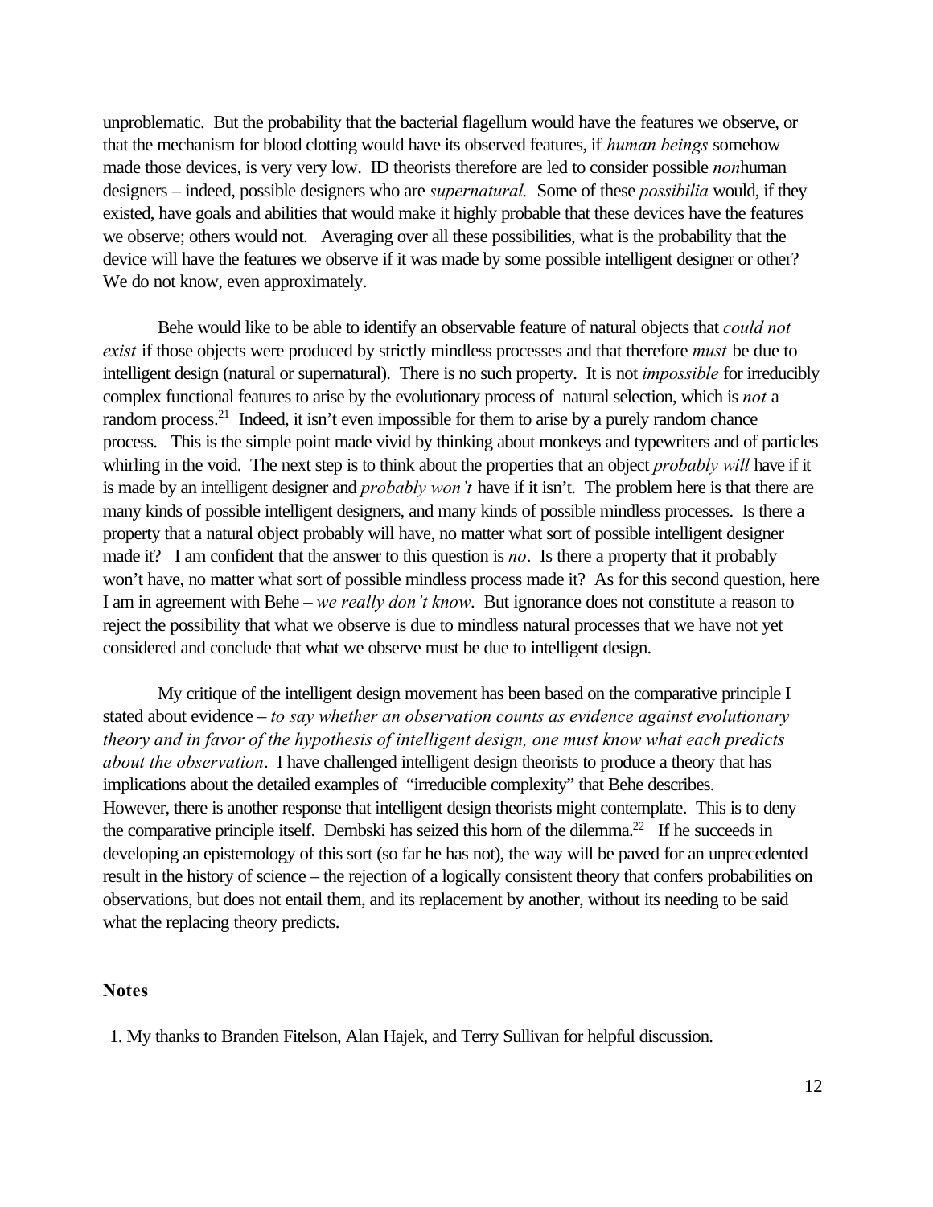unproblematic. But the probability that the bacterial flagellum would have the features we observe, or that the mechanism for blood clotting would have its observed features, if *human beings* somehow made those devices, is very very low. ID theorists therefore are led to consider possible *non*human designers – indeed, possible designers who are *supernatural.* Some of these *possibilia* would, if they existed, have goals and abilities that would make it highly probable that these devices have the features we observe; others would not. Averaging over all these possibilities, what is the probability that the device will have the features we observe if it was made by some possible intelligent designer or other? We do not know, even approximately.

Behe would like to be able to identify an observable feature of natural objects that *could not exist* if those objects were produced by strictly mindless processes and that therefore *must* be due to intelligent design (natural or supernatural). There is no such property. It is not *impossible* for irreducibly complex functional features to arise by the evolutionary process of natural selection, which is *not* a random process.[21] Indeed, it isn't even impossible for them to arise by a purely random chance process. This is the simple point made vivid by thinking about monkeys and typewriters and of particles whirling in the void. The next step is to think about the properties that an object *probably will* have if it is made by an intelligent designer and *probably won't* have if it isn't. The problem here is that there are many kinds of possible intelligent designers, and many kinds of possible mindless processes. Is there a property that a natural object probably will have, no matter what sort of possible intelligent designer made it? I am confident that the answer to this question is *no*. Is there a property that it probably won't have, no matter what sort of possible mindless process made it? As for this second question, here I am in agreement with Behe – *we really don't know*. But ignorance does not constitute a reason to reject the possibility that what we observe is due to mindless natural processes that we have not yet considered and conclude that what we observe must be due to intelligent design.

My critique of the intelligent design movement has been based on the comparative principle I stated about evidence – *to say whether an observation counts as evidence against evolutionary theory and in favor of the hypothesis of intelligent design, one must know what each predicts about the observation*. I have challenged intelligent design theorists to produce a theory that has implications about the detailed examples of "irreducible complexity" that Behe describes. However, there is another response that intelligent design theorists might contemplate. This is to deny the comparative principle itself. Dembski has seized this horn of the dilemma.[22] If he succeeds in developing an epistemology of this sort (so far he has not), the way will be paved for an unprecedented result in the history of science – the rejection of a logically consistent theory that confers probabilities on observations, but does not entail them, and its replacement by another, without its needing to be said what the replacing theory predicts.

## Notes

1. My thanks to Branden Fitelson, Alan Hajek, and Terry Sullivan for helpful discussion.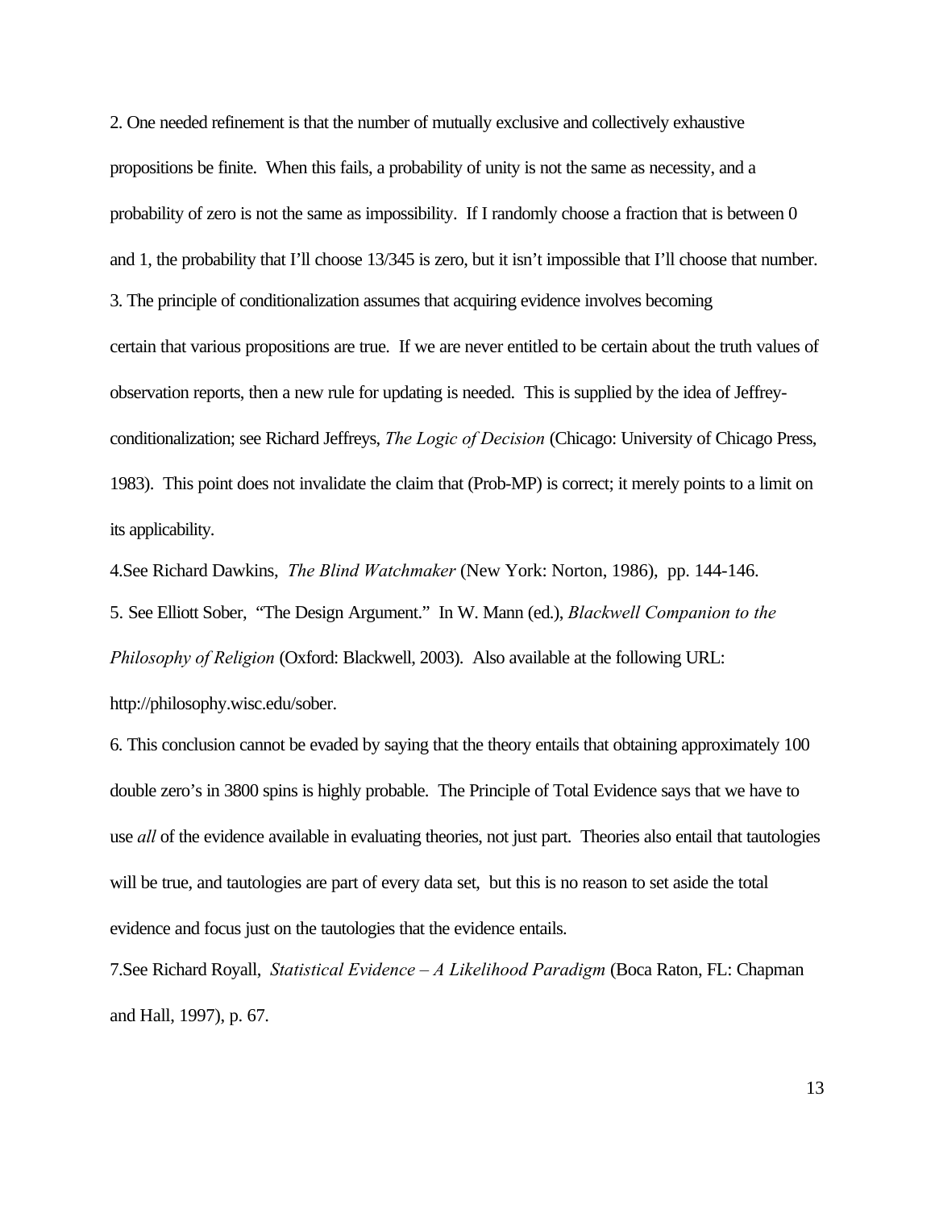2. One needed refinement is that the number of mutually exclusive and collectively exhaustive propositions be finite. When this fails, a probability of unity is not the same as necessity, and a probability of zero is not the same as impossibility. If I randomly choose a fraction that is between 0 and 1, the probability that I'll choose 13/345 is zero, but it isn't impossible that I'll choose that number.

3. The principle of conditionalization assumes that acquiring evidence involves becoming certain that various propositions are true. If we are never entitled to be certain about the truth values of observation reports, then a new rule for updating is needed. This is supplied by the idea of Jeffrey-conditionalization; see Richard Jeffreys, *The Logic of Decision* (Chicago: University of Chicago Press, 1983). This point does not invalidate the claim that (Prob-MP) is correct; it merely points to a limit on its applicability.

4.See Richard Dawkins, *The Blind Watchmaker* (New York: Norton, 1986), pp. 144-146.

5. See Elliott Sober, "The Design Argument." In W. Mann (ed.), *Blackwell Companion to the Philosophy of Religion* (Oxford: Blackwell, 2003). Also available at the following URL: http://philosophy.wisc.edu/sober.

6. This conclusion cannot be evaded by saying that the theory entails that obtaining approximately 100 double zero's in 3800 spins is highly probable. The Principle of Total Evidence says that we have to use *all* of the evidence available in evaluating theories, not just part. Theories also entail that tautologies will be true, and tautologies are part of every data set, but this is no reason to set aside the total evidence and focus just on the tautologies that the evidence entails.

7.See Richard Royall, *Statistical Evidence – A Likelihood Paradigm* (Boca Raton, FL: Chapman and Hall, 1997), p. 67.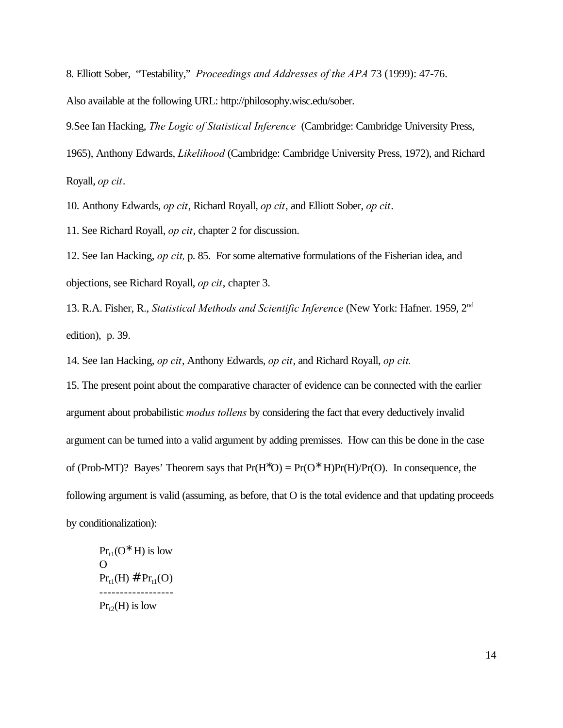8. Elliott Sober, "Testability," *Proceedings and Addresses of the APA* 73 (1999): 47-76.

Also available at the following URL: http://philosophy.wisc.edu/sober.

9.See Ian Hacking, *The Logic of Statistical Inference* (Cambridge: Cambridge University Press, 1965), Anthony Edwards, *Likelihood* (Cambridge: Cambridge University Press, 1972), and Richard Royall, *op cit*.

10. Anthony Edwards, *op cit*, Richard Royall, *op cit*, and Elliott Sober, *op cit*.

11. See Richard Royall, *op cit*, chapter 2 for discussion.

12. See Ian Hacking, *op cit,* p. 85. For some alternative formulations of the Fisherian idea, and objections, see Richard Royall, *op cit*, chapter 3.

13. R.A. Fisher, R., *Statistical Methods and Scientific Inference* (New York: Hafner. 1959, 2nd edition), p. 39.

14. See Ian Hacking, *op cit*, Anthony Edwards, *op cit*, and Richard Royall, *op cit.*

15. The present point about the comparative character of evidence can be connected with the earlier argument about probabilistic *modus tollens* by considering the fact that every deductively invalid argument can be turned into a valid argument by adding premisses. How can this be done in the case of (Prob-MT)? Bayes' Theorem says that $Pr(H*O) = Pr(O*H)Pr(H)/Pr(O)$. In consequence, the following argument is valid (assuming, as before, that O is the total evidence and that updating proceeds by conditionalization):

$Pr_{t1}(O*H)$ is low
O
$Pr_{t1}(H) \# Pr_{t1}(O)$
------------------
$Pr_{t2}(H)$ is low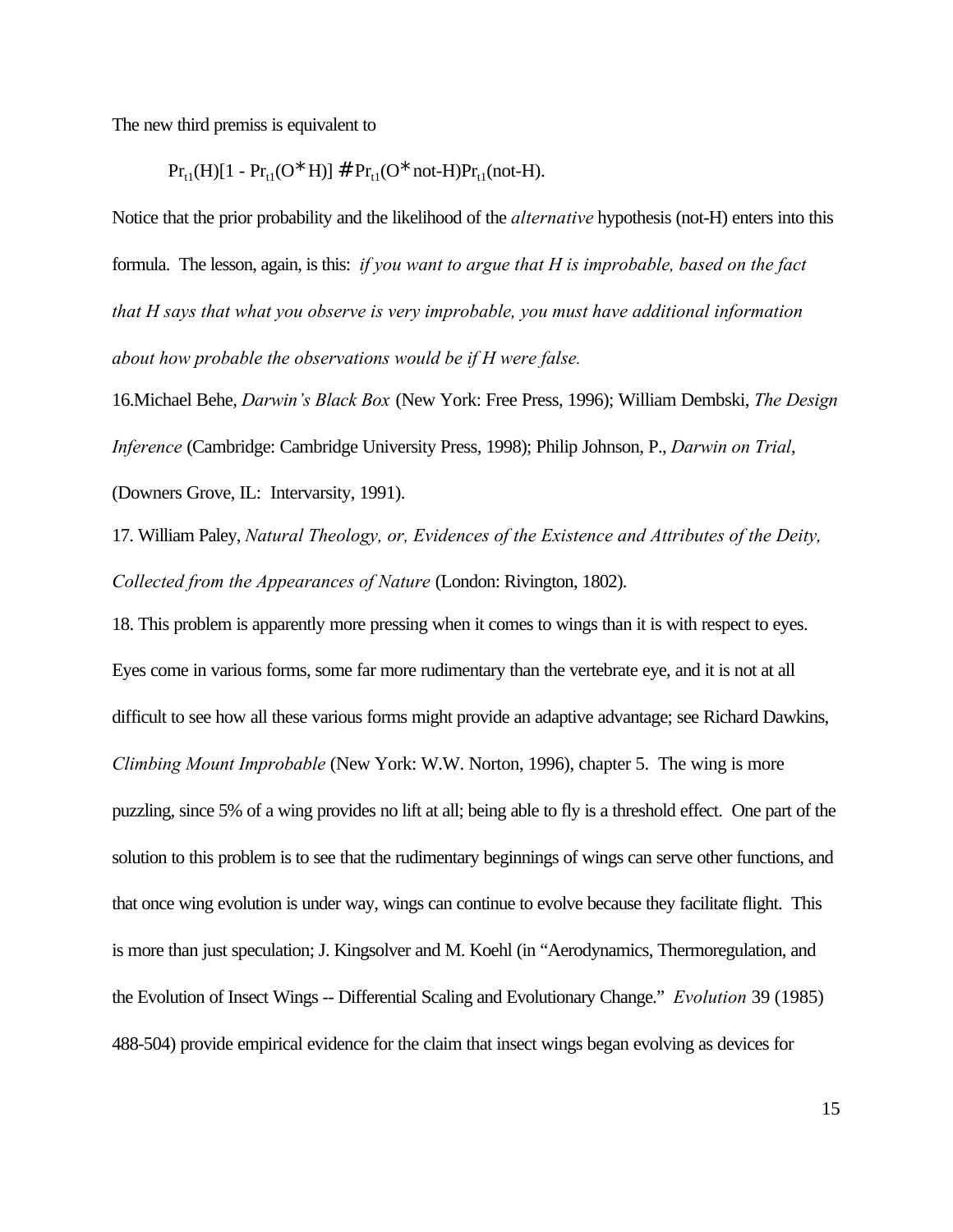The new third premiss is equivalent to

$$Pr_{t1}(H)[1 - Pr_{t1}(O{*}H)] \# Pr_{t1}(O{*}\text{not-H})Pr_{t1}(\text{not-H}).$$

Notice that the prior probability and the likelihood of the *alternative* hypothesis (not-H) enters into this formula. The lesson, again, is this: *if you want to argue that H is improbable, based on the fact that H says that what you observe is very improbable, you must have additional information about how probable the observations would be if H were false.*

16.Michael Behe, *Darwin's Black Box* (New York: Free Press, 1996); William Dembski, *The Design Inference* (Cambridge: Cambridge University Press, 1998); Philip Johnson, P., *Darwin on Trial*, (Downers Grove, IL: Intervarsity, 1991).

17. William Paley, *Natural Theology, or, Evidences of the Existence and Attributes of the Deity, Collected from the Appearances of Nature* (London: Rivington, 1802).

18. This problem is apparently more pressing when it comes to wings than it is with respect to eyes. Eyes come in various forms, some far more rudimentary than the vertebrate eye, and it is not at all difficult to see how all these various forms might provide an adaptive advantage; see Richard Dawkins, *Climbing Mount Improbable* (New York: W.W. Norton, 1996), chapter 5. The wing is more puzzling, since 5% of a wing provides no lift at all; being able to fly is a threshold effect. One part of the solution to this problem is to see that the rudimentary beginnings of wings can serve other functions, and that once wing evolution is under way, wings can continue to evolve because they facilitate flight. This is more than just speculation; J. Kingsolver and M. Koehl (in "Aerodynamics, Thermoregulation, and the Evolution of Insect Wings -- Differential Scaling and Evolutionary Change." *Evolution* 39 (1985) 488-504) provide empirical evidence for the claim that insect wings began evolving as devices for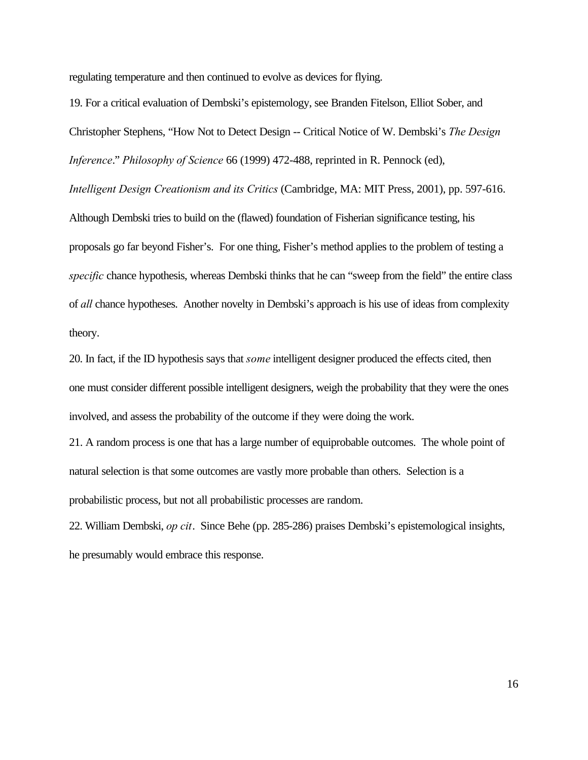regulating temperature and then continued to evolve as devices for flying.

19. For a critical evaluation of Dembski's epistemology, see Branden Fitelson, Elliot Sober, and Christopher Stephens, "How Not to Detect Design -- Critical Notice of W. Dembski's *The Design Inference*." *Philosophy of Science* 66 (1999) 472-488, reprinted in R. Pennock (ed), *Intelligent Design Creationism and its Critics* (Cambridge, MA: MIT Press, 2001), pp. 597-616. Although Dembski tries to build on the (flawed) foundation of Fisherian significance testing, his proposals go far beyond Fisher's. For one thing, Fisher's method applies to the problem of testing a *specific* chance hypothesis, whereas Dembski thinks that he can "sweep from the field" the entire class of *all* chance hypotheses. Another novelty in Dembski's approach is his use of ideas from complexity theory.

20. In fact, if the ID hypothesis says that *some* intelligent designer produced the effects cited, then one must consider different possible intelligent designers, weigh the probability that they were the ones involved, and assess the probability of the outcome if they were doing the work.

21. A random process is one that has a large number of equiprobable outcomes. The whole point of natural selection is that some outcomes are vastly more probable than others. Selection is a probabilistic process, but not all probabilistic processes are random.

22. William Dembski, *op cit*. Since Behe (pp. 285-286) praises Dembski's epistemological insights, he presumably would embrace this response.